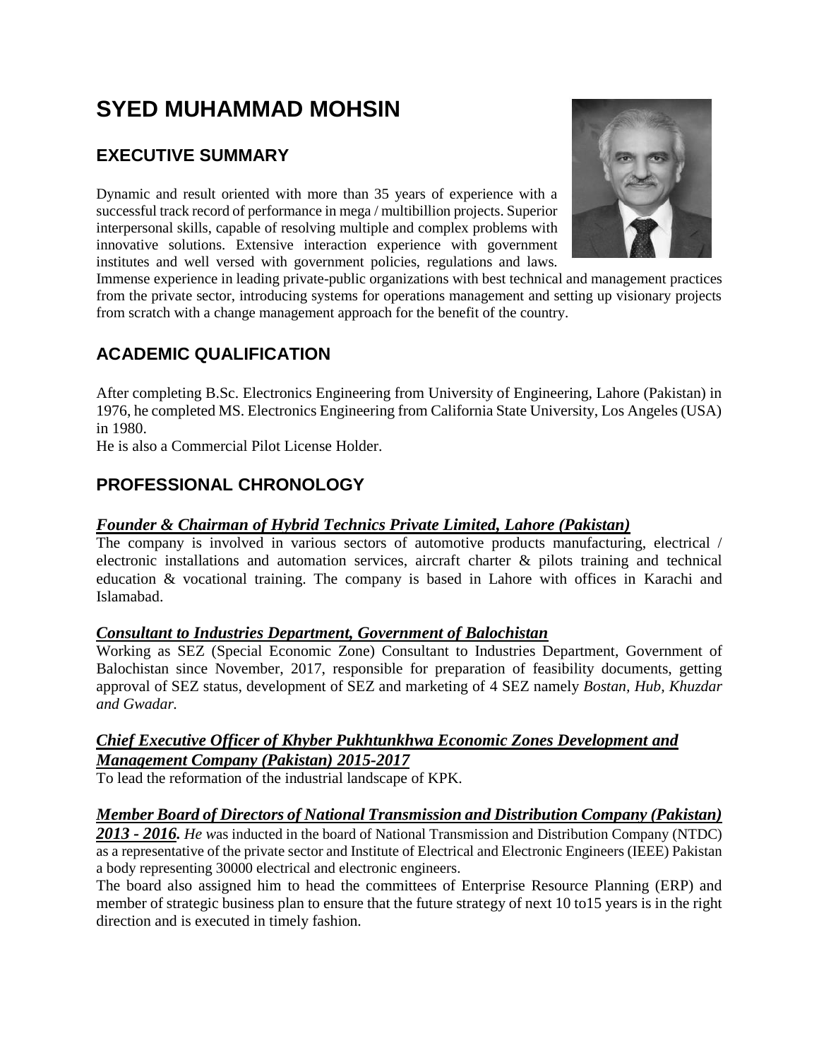# SYED MUHAMMAD MOHSIN

## EXECUTIVE SUMMARY

Dynamic and result oriented with more than 35 years of experience with a successful track record of performance in mega / multibillion projects. Superior interpersonal skills, capable of resolving multiple and complex problems with innovative solutions. Extensive interaction experience with government institutes and well versed with government policies, regulations and laws. Immense experience in leading private-public organizations with best technical and management practices from the private sector, introducing systems for operations management and setting up visionary projects from scratch with a change management approach for the benefit of the country.

## ACADEMIC QUALIFICATION

After completing B.Sc. Electronics Engineering from University of Engineering, Lahore (Pakistan) in 1976, he completed MS. Electronics Engineering from California State University, Los Angeles (USA) in 1980.

He is also a Commercial Pilot License Holder.

## PROFESSIONAL CHRONOLOGY

### ***Founder & Chairman of Hybrid Technics Private Limited, Lahore (Pakistan)***

The company is involved in various sectors of automotive products manufacturing, electrical / electronic installations and automation services, aircraft charter & pilots training and technical education & vocational training. The company is based in Lahore with offices in Karachi and Islamabad.

### ***Consultant to Industries Department, Government of Balochistan***

Working as SEZ (Special Economic Zone) Consultant to Industries Department, Government of Balochistan since November, 2017, responsible for preparation of feasibility documents, getting approval of SEZ status, development of SEZ and marketing of 4 SEZ namely *Bostan, Hub, Khuzdar and Gwadar.*

### ***Chief Executive Officer of Khyber Pukhtunkhwa Economic Zones Development and Management Company (Pakistan) 2015-2017***

To lead the reformation of the industrial landscape of KPK.

### ***Member Board of Directors of National Transmission and Distribution Company (Pakistan) 2013 - 2016.***

*He w*as inducted in the board of National Transmission and Distribution Company (NTDC) as a representative of the private sector and Institute of Electrical and Electronic Engineers (IEEE) Pakistan a body representing 30000 electrical and electronic engineers.

The board also assigned him to head the committees of Enterprise Resource Planning (ERP) and member of strategic business plan to ensure that the future strategy of next 10 to15 years is in the right direction and is executed in timely fashion.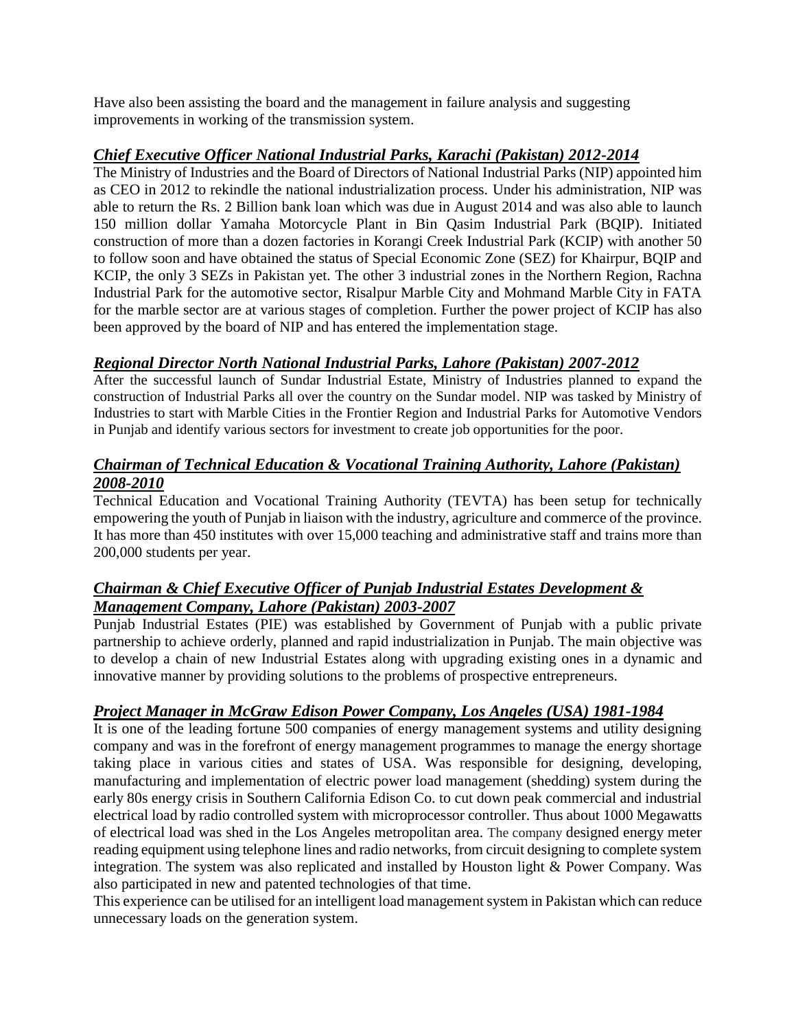Have also been assisting the board and the management in failure analysis and suggesting improvements in working of the transmission system.

### ***Chief Executive Officer National Industrial Parks, Karachi (Pakistan) 2012-2014***

The Ministry of Industries and the Board of Directors of National Industrial Parks (NIP) appointed him as CEO in 2012 to rekindle the national industrialization process. Under his administration, NIP was able to return the Rs. 2 Billion bank loan which was due in August 2014 and was also able to launch 150 million dollar Yamaha Motorcycle Plant in Bin Qasim Industrial Park (BQIP). Initiated construction of more than a dozen factories in Korangi Creek Industrial Park (KCIP) with another 50 to follow soon and have obtained the status of Special Economic Zone (SEZ) for Khairpur, BQIP and KCIP, the only 3 SEZs in Pakistan yet. The other 3 industrial zones in the Northern Region, Rachna Industrial Park for the automotive sector, Risalpur Marble City and Mohmand Marble City in FATA for the marble sector are at various stages of completion. Further the power project of KCIP has also been approved by the board of NIP and has entered the implementation stage.

### ***Regional Director North National Industrial Parks, Lahore (Pakistan) 2007-2012***

After the successful launch of Sundar Industrial Estate, Ministry of Industries planned to expand the construction of Industrial Parks all over the country on the Sundar model. NIP was tasked by Ministry of Industries to start with Marble Cities in the Frontier Region and Industrial Parks for Automotive Vendors in Punjab and identify various sectors for investment to create job opportunities for the poor.

### ***Chairman of Technical Education & Vocational Training Authority, Lahore (Pakistan) 2008-2010***

Technical Education and Vocational Training Authority (TEVTA) has been setup for technically empowering the youth of Punjab in liaison with the industry, agriculture and commerce of the province. It has more than 450 institutes with over 15,000 teaching and administrative staff and trains more than 200,000 students per year.

### ***Chairman & Chief Executive Officer of Punjab Industrial Estates Development & Management Company, Lahore (Pakistan) 2003-2007***

Punjab Industrial Estates (PIE) was established by Government of Punjab with a public private partnership to achieve orderly, planned and rapid industrialization in Punjab. The main objective was to develop a chain of new Industrial Estates along with upgrading existing ones in a dynamic and innovative manner by providing solutions to the problems of prospective entrepreneurs.

### ***Project Manager in McGraw Edison Power Company, Los Angeles (USA) 1981-1984***

It is one of the leading fortune 500 companies of energy management systems and utility designing company and was in the forefront of energy management programmes to manage the energy shortage taking place in various cities and states of USA. Was responsible for designing, developing, manufacturing and implementation of electric power load management (shedding) system during the early 80s energy crisis in Southern California Edison Co. to cut down peak commercial and industrial electrical load by radio controlled system with microprocessor controller. Thus about 1000 Megawatts of electrical load was shed in the Los Angeles metropolitan area. The company designed energy meter reading equipment using telephone lines and radio networks, from circuit designing to complete system integration. The system was also replicated and installed by Houston light & Power Company. Was also participated in new and patented technologies of that time.

This experience can be utilised for an intelligent load management system in Pakistan which can reduce unnecessary loads on the generation system.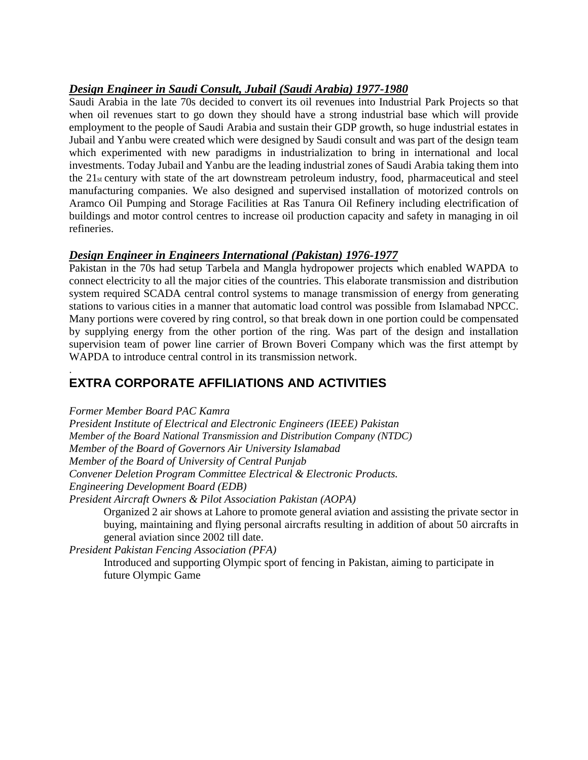***<u>Design Engineer in Saudi Consult, Jubail (Saudi Arabia) 1977-1980</u>***

Saudi Arabia in the late 70s decided to convert its oil revenues into Industrial Park Projects so that when oil revenues start to go down they should have a strong industrial base which will provide employment to the people of Saudi Arabia and sustain their GDP growth, so huge industrial estates in Jubail and Yanbu were created which were designed by Saudi consult and was part of the design team which experimented with new paradigms in industrialization to bring in international and local investments. Today Jubail and Yanbu are the leading industrial zones of Saudi Arabia taking them into the 21st century with state of the art downstream petroleum industry, food, pharmaceutical and steel manufacturing companies. We also designed and supervised installation of motorized controls on Aramco Oil Pumping and Storage Facilities at Ras Tanura Oil Refinery including electrification of buildings and motor control centres to increase oil production capacity and safety in managing in oil refineries.

***<u>Design Engineer in Engineers International (Pakistan) 1976-1977</u>***

Pakistan in the 70s had setup Tarbela and Mangla hydropower projects which enabled WAPDA to connect electricity to all the major cities of the countries. This elaborate transmission and distribution system required SCADA central control systems to manage transmission of energy from generating stations to various cities in a manner that automatic load control was possible from Islamabad NPCC. Many portions were covered by ring control, so that break down in one portion could be compensated by supplying energy from the other portion of the ring. Was part of the design and installation supervision team of power line carrier of Brown Boveri Company which was the first attempt by WAPDA to introduce central control in its transmission network.

.

## EXTRA CORPORATE AFFILIATIONS AND ACTIVITIES

*Former Member Board PAC Kamra*
*President Institute of Electrical and Electronic Engineers (IEEE) Pakistan*
*Member of the Board National Transmission and Distribution Company (NTDC)*
*Member of the Board of Governors Air University Islamabad*
*Member of the Board of University of Central Punjab*
*Convener Deletion Program Committee Electrical & Electronic Products.*
*Engineering Development Board (EDB)*
*President Aircraft Owners & Pilot Association Pakistan (AOPA)*

Organized 2 air shows at Lahore to promote general aviation and assisting the private sector in buying, maintaining and flying personal aircrafts resulting in addition of about 50 aircrafts in general aviation since 2002 till date.

*President Pakistan Fencing Association (PFA)*

Introduced and supporting Olympic sport of fencing in Pakistan, aiming to participate in future Olympic Game